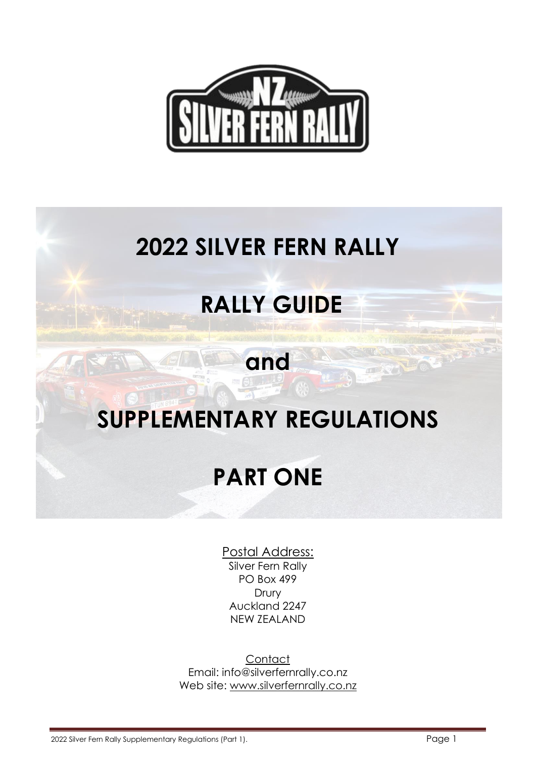# 2022 SILVER FERN RALLY

# RALLY GUIDE

# and

# SUPPLEMENTARY REGULATIONS

# PART ONE

Postal Address:
Silver Fern Rally
PO Box 499
Drury
Auckland 2247
NEW ZEALAND

Contact
Email: info@silverfernrally.co.nz
Web site: www.silverfernrally.co.nz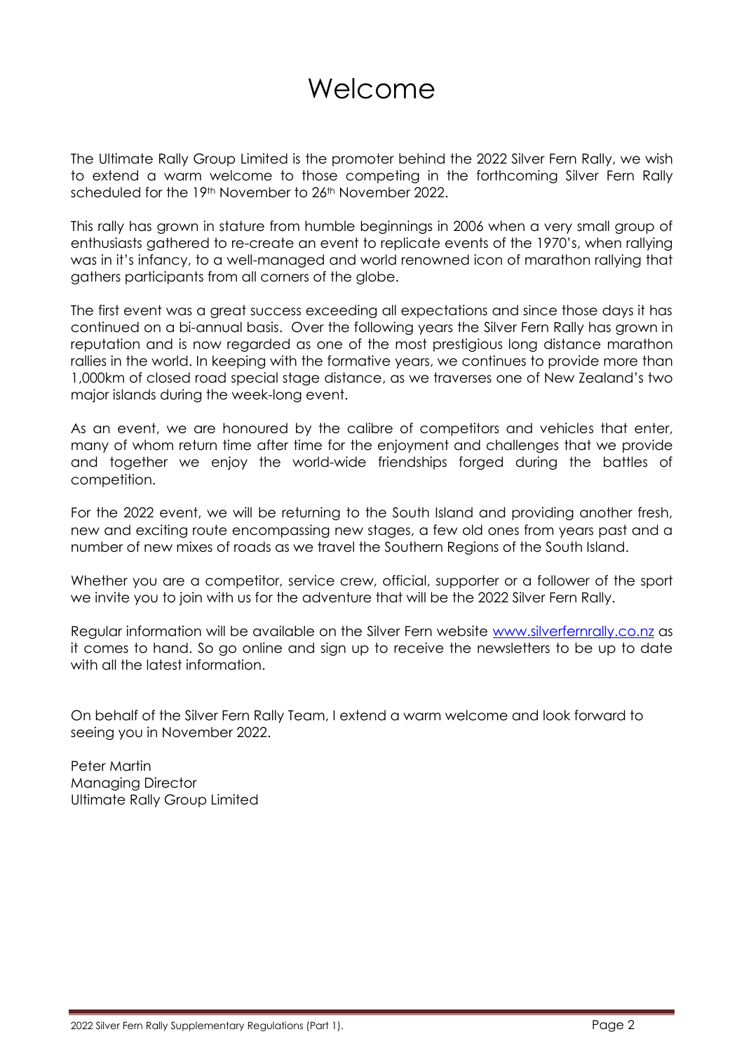# Welcome

The Ultimate Rally Group Limited is the promoter behind the 2022 Silver Fern Rally, we wish to extend a warm welcome to those competing in the forthcoming Silver Fern Rally scheduled for the 19th November to 26th November 2022.

This rally has grown in stature from humble beginnings in 2006 when a very small group of enthusiasts gathered to re-create an event to replicate events of the 1970's, when rallying was in it's infancy, to a well-managed and world renowned icon of marathon rallying that gathers participants from all corners of the globe.

The first event was a great success exceeding all expectations and since those days it has continued on a bi-annual basis. Over the following years the Silver Fern Rally has grown in reputation and is now regarded as one of the most prestigious long distance marathon rallies in the world. In keeping with the formative years, we continues to provide more than 1,000km of closed road special stage distance, as we traverses one of New Zealand's two major islands during the week-long event.

As an event, we are honoured by the calibre of competitors and vehicles that enter, many of whom return time after time for the enjoyment and challenges that we provide and together we enjoy the world-wide friendships forged during the battles of competition.

For the 2022 event, we will be returning to the South Island and providing another fresh, new and exciting route encompassing new stages, a few old ones from years past and a number of new mixes of roads as we travel the Southern Regions of the South Island.

Whether you are a competitor, service crew, official, supporter or a follower of the sport we invite you to join with us for the adventure that will be the 2022 Silver Fern Rally.

Regular information will be available on the Silver Fern website [www.silverfernrally.co.nz](http://www.silverfernrally.co.nz) as it comes to hand. So go online and sign up to receive the newsletters to be up to date with all the latest information.

On behalf of the Silver Fern Rally Team, I extend a warm welcome and look forward to seeing you in November 2022.

Peter Martin
Managing Director
Ultimate Rally Group Limited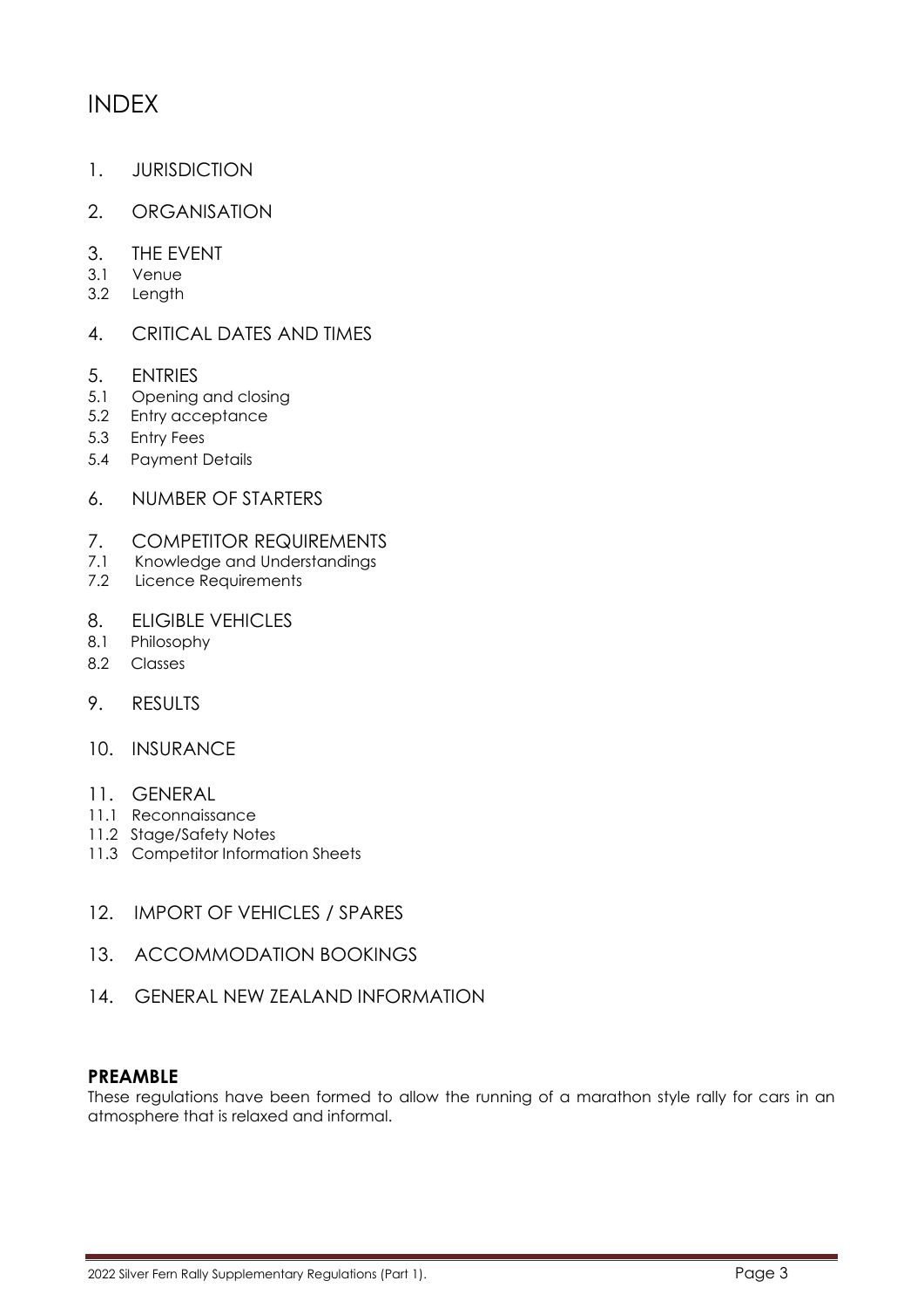# INDEX

1. JURISDICTION

2. ORGANISATION

3. THE EVENT
   - 3.1 Venue
   - 3.2 Length

4. CRITICAL DATES AND TIMES

5. ENTRIES
   - 5.1 Opening and closing
   - 5.2 Entry acceptance
   - 5.3 Entry Fees
   - 5.4 Payment Details

6. NUMBER OF STARTERS

7. COMPETITOR REQUIREMENTS
   - 7.1 Knowledge and Understandings
   - 7.2 Licence Requirements

8. ELIGIBLE VEHICLES
   - 8.1 Philosophy
   - 8.2 Classes

9. RESULTS

10. INSURANCE

11. GENERAL
    - 11.1 Reconnaissance
    - 11.2 Stage/Safety Notes
    - 11.3 Competitor Information Sheets

12. IMPORT OF VEHICLES / SPARES

13. ACCOMMODATION BOOKINGS

14. GENERAL NEW ZEALAND INFORMATION

**PREAMBLE**

These regulations have been formed to allow the running of a marathon style rally for cars in an atmosphere that is relaxed and informal.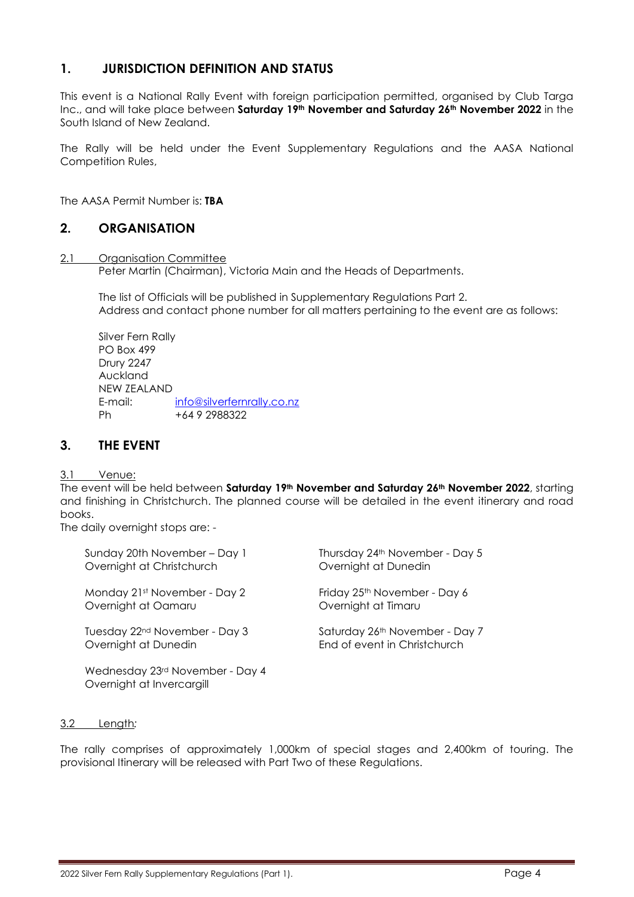## 1. JURISDICTION DEFINITION AND STATUS

This event is a National Rally Event with foreign participation permitted, organised by Club Targa Inc., and will take place between **Saturday 19th November and Saturday 26th November 2022** in the South Island of New Zealand.

The Rally will be held under the Event Supplementary Regulations and the AASA National Competition Rules,

The AASA Permit Number is: **TBA**

## 2. ORGANISATION

2.1 Organisation Committee

Peter Martin (Chairman), Victoria Main and the Heads of Departments.

The list of Officials will be published in Supplementary Regulations Part 2.
Address and contact phone number for all matters pertaining to the event are as follows:

Silver Fern Rally
PO Box 499
Drury 2247
Auckland
NEW ZEALAND
E-mail: info@silverfernrally.co.nz
Ph +64 9 2988322

## 3. THE EVENT

3.1 Venue:

The event will be held between **Saturday 19th November and Saturday 26th November 2022**, starting and finishing in Christchurch. The planned course will be detailed in the event itinerary and road books.

The daily overnight stops are: -

Sunday 20th November – Day 1
Overnight at Christchurch

Monday 21st November - Day 2
Overnight at Oamaru

Tuesday 22nd November - Day 3
Overnight at Dunedin

Wednesday 23rd November - Day 4
Overnight at Invercargill

Thursday 24th November - Day 5
Overnight at Dunedin

Friday 25th November - Day 6
Overnight at Timaru

Saturday 26th November - Day 7
End of event in Christchurch

3.2 Length:

The rally comprises of approximately 1,000km of special stages and 2,400km of touring. The provisional Itinerary will be released with Part Two of these Regulations.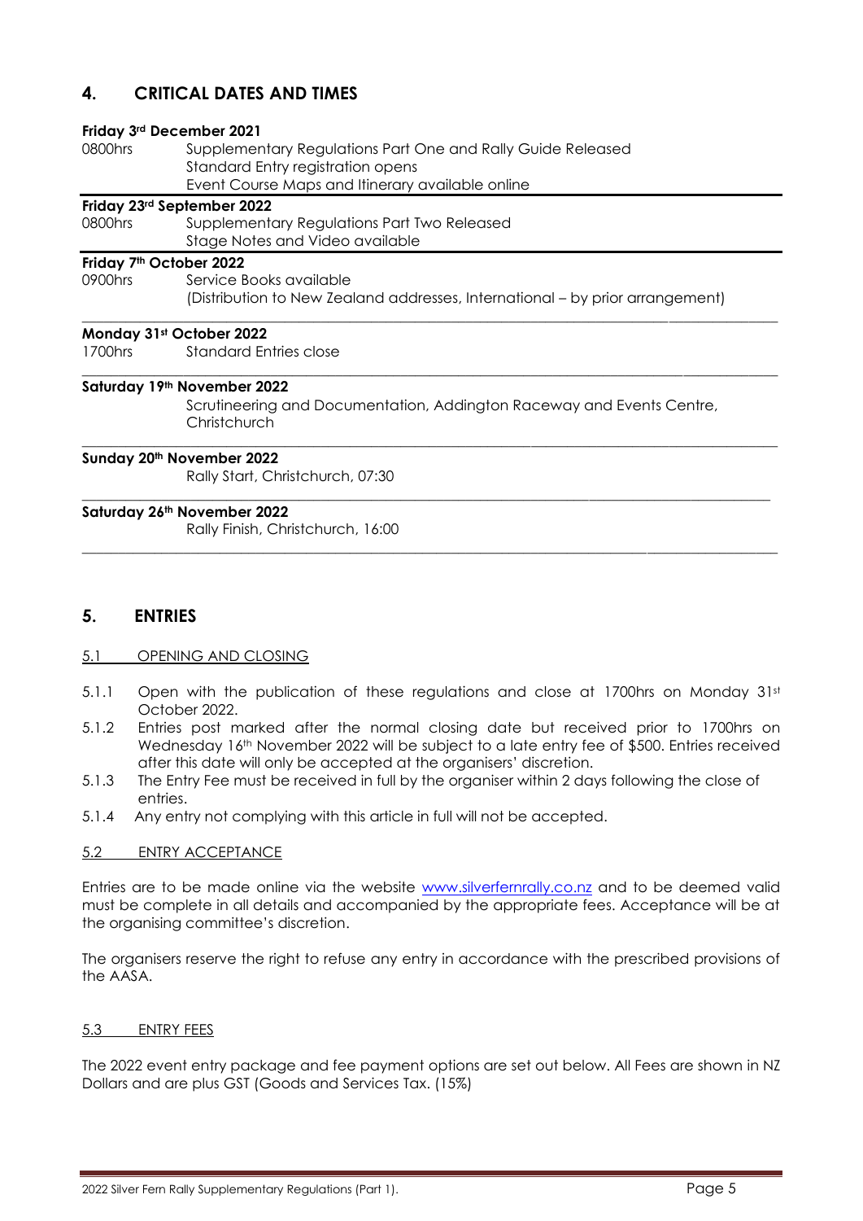## 4. CRITICAL DATES AND TIMES

**Friday 3rd December 2021**

| | |
|---|---|
| 0800hrs | Supplementary Regulations Part One and Rally Guide Released<br>Standard Entry registration opens<br>Event Course Maps and Itinerary available online |

**Friday 23rd September 2022**

| | |
|---|---|
| 0800hrs | Supplementary Regulations Part Two Released<br>Stage Notes and Video available |

**Friday 7th October 2022**

| | |
|---|---|
| 0900hrs | Service Books available<br>(Distribution to New Zealand addresses, International – by prior arrangement) |

**Monday 31st October 2022**

| | |
|---|---|
| 1700hrs | Standard Entries close |

**Saturday 19th November 2022**

Scrutineering and Documentation, Addington Raceway and Events Centre, Christchurch

**Sunday 20th November 2022**

Rally Start, Christchurch, 07:30

**Saturday 26th November 2022**

Rally Finish, Christchurch, 16:00

## 5. ENTRIES

### 5.1 OPENING AND CLOSING

5.1.1 Open with the publication of these regulations and close at 1700hrs on Monday 31st October 2022.

5.1.2 Entries post marked after the normal closing date but received prior to 1700hrs on Wednesday 16th November 2022 will be subject to a late entry fee of $500. Entries received after this date will only be accepted at the organisers' discretion.

5.1.3 The Entry Fee must be received in full by the organiser within 2 days following the close of entries.

5.1.4 Any entry not complying with this article in full will not be accepted.

### 5.2 ENTRY ACCEPTANCE

Entries are to be made online via the website www.silverfernrally.co.nz and to be deemed valid must be complete in all details and accompanied by the appropriate fees. Acceptance will be at the organising committee's discretion.

The organisers reserve the right to refuse any entry in accordance with the prescribed provisions of the AASA.

### 5.3 ENTRY FEES

The 2022 event entry package and fee payment options are set out below. All Fees are shown in NZ Dollars and are plus GST (Goods and Services Tax. (15%)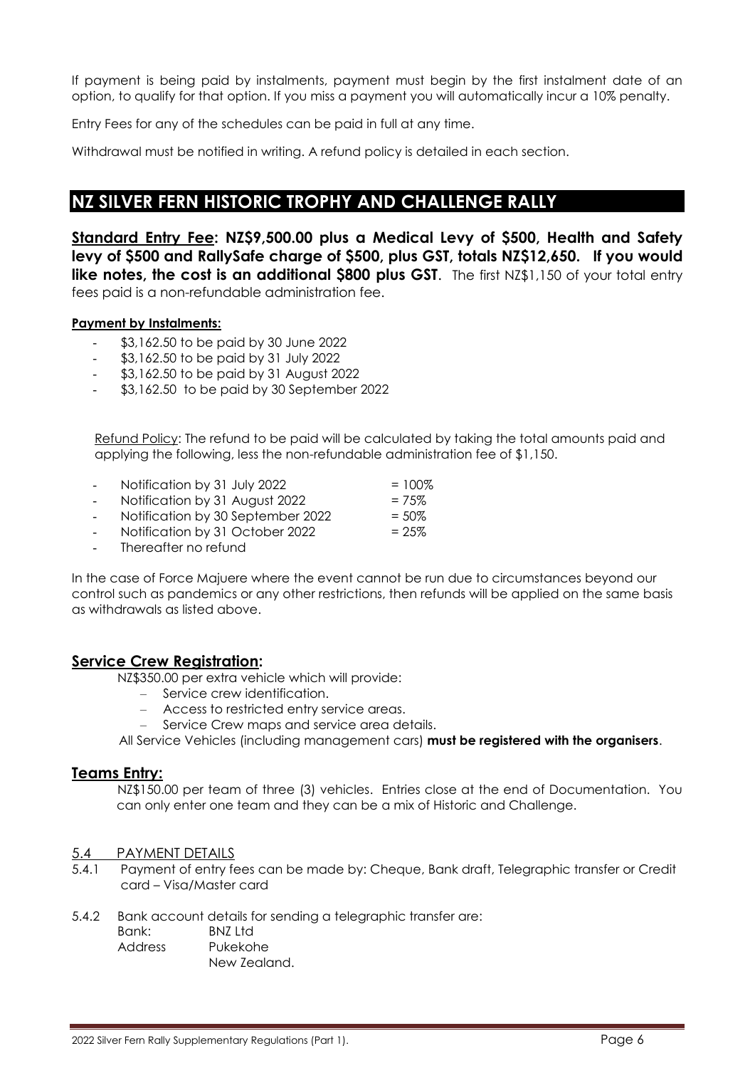If payment is being paid by instalments, payment must begin by the first instalment date of an option, to qualify for that option. If you miss a payment you will automatically incur a 10% penalty.

Entry Fees for any of the schedules can be paid in full at any time.

Withdrawal must be notified in writing. A refund policy is detailed in each section.

## NZ SILVER FERN HISTORIC TROPHY AND CHALLENGE RALLY

**Standard Entry Fee: NZ$9,500.00 plus a Medical Levy of $500, Health and Safety levy of $500 and RallySafe charge of $500, plus GST, totals NZ$12,650. If you would like notes, the cost is an additional $800 plus GST.** The first NZ$1,150 of your total entry fees paid is a non-refundable administration fee.

**Payment by Instalments:**

- $3,162.50 to be paid by 30 June 2022
- $3,162.50 to be paid by 31 July 2022
- $3,162.50 to be paid by 31 August 2022
- $3,162.50 to be paid by 30 September 2022

Refund Policy: The refund to be paid will be calculated by taking the total amounts paid and applying the following, less the non-refundable administration fee of $1,150.

- Notification by 31 July 2022 = 100%
- Notification by 31 August 2022 = 75%
- Notification by 30 September 2022 = 50%
- Notification by 31 October 2022 = 25%
- Thereafter no refund

In the case of Force Majuere where the event cannot be run due to circumstances beyond our control such as pandemics or any other restrictions, then refunds will be applied on the same basis as withdrawals as listed above.

### Service Crew Registration:

NZ$350.00 per extra vehicle which will provide:

- Service crew identification.
- Access to restricted entry service areas.
- Service Crew maps and service area details.

All Service Vehicles (including management cars) **must be registered with the organisers**.

### Teams Entry:

NZ$150.00 per team of three (3) vehicles. Entries close at the end of Documentation. You can only enter one team and they can be a mix of Historic and Challenge.

5.4 PAYMENT DETAILS

5.4.1 Payment of entry fees can be made by: Cheque, Bank draft, Telegraphic transfer or Credit card – Visa/Master card

5.4.2 Bank account details for sending a telegraphic transfer are:

Bank: BNZ Ltd
Address Pukekohe
New Zealand.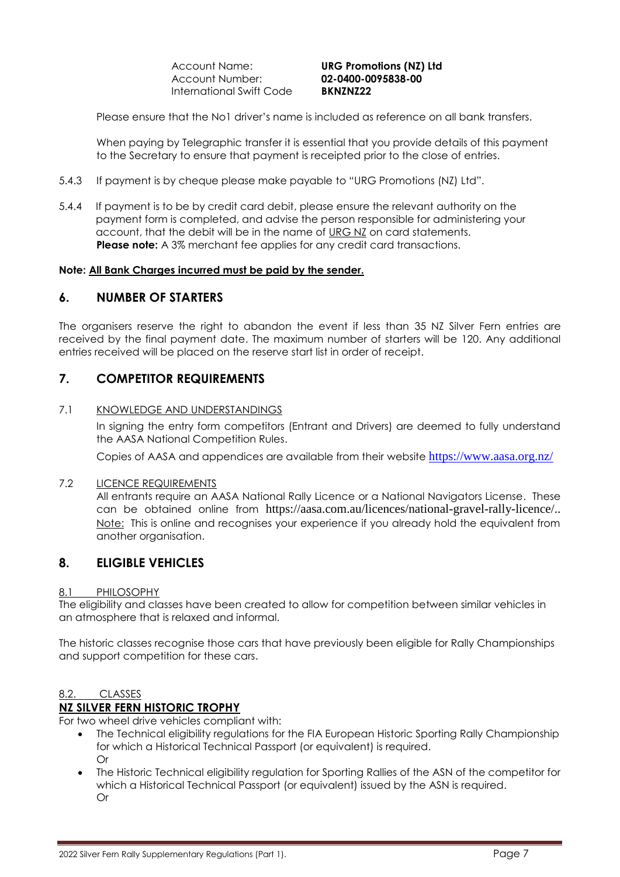Account Name: **URG Promotions (NZ) Ltd**
Account Number: **02-0400-0095838-00**
International Swift Code **BKNZNZ22**

Please ensure that the No1 driver's name is included as reference on all bank transfers.

When paying by Telegraphic transfer it is essential that you provide details of this payment to the Secretary to ensure that payment is receipted prior to the close of entries.

5.4.3 If payment is by cheque please make payable to "URG Promotions (NZ) Ltd".

5.4.4 If payment is to be by credit card debit, please ensure the relevant authority on the payment form is completed, and advise the person responsible for administering your account, that the debit will be in the name of URG NZ on card statements. **Please note:** A 3% merchant fee applies for any credit card transactions.

**Note: All Bank Charges incurred must be paid by the sender.**

## 6. NUMBER OF STARTERS

The organisers reserve the right to abandon the event if less than 35 NZ Silver Fern entries are received by the final payment date. The maximum number of starters will be 120. Any additional entries received will be placed on the reserve start list in order of receipt.

## 7. COMPETITOR REQUIREMENTS

7.1 KNOWLEDGE AND UNDERSTANDINGS

In signing the entry form competitors (Entrant and Drivers) are deemed to fully understand the AASA National Competition Rules.

Copies of AASA and appendices are available from their website https://www.aasa.org.nz/

7.2 LICENCE REQUIREMENTS

All entrants require an AASA National Rally Licence or a National Navigators License. These can be obtained online from https://aasa.com.au/licences/national-gravel-rally-licence/.. Note: This is online and recognises your experience if you already hold the equivalent from another organisation.

## 8. ELIGIBLE VEHICLES

8.1 PHILOSOPHY

The eligibility and classes have been created to allow for competition between similar vehicles in an atmosphere that is relaxed and informal.

The historic classes recognise those cars that have previously been eligible for Rally Championships and support competition for these cars.

8.2. CLASSES

**NZ SILVER FERN HISTORIC TROPHY**

For two wheel drive vehicles compliant with:

- The Technical eligibility regulations for the FIA European Historic Sporting Rally Championship for which a Historical Technical Passport (or equivalent) is required.
  Or
- The Historic Technical eligibility regulation for Sporting Rallies of the ASN of the competitor for which a Historical Technical Passport (or equivalent) issued by the ASN is required.
  Or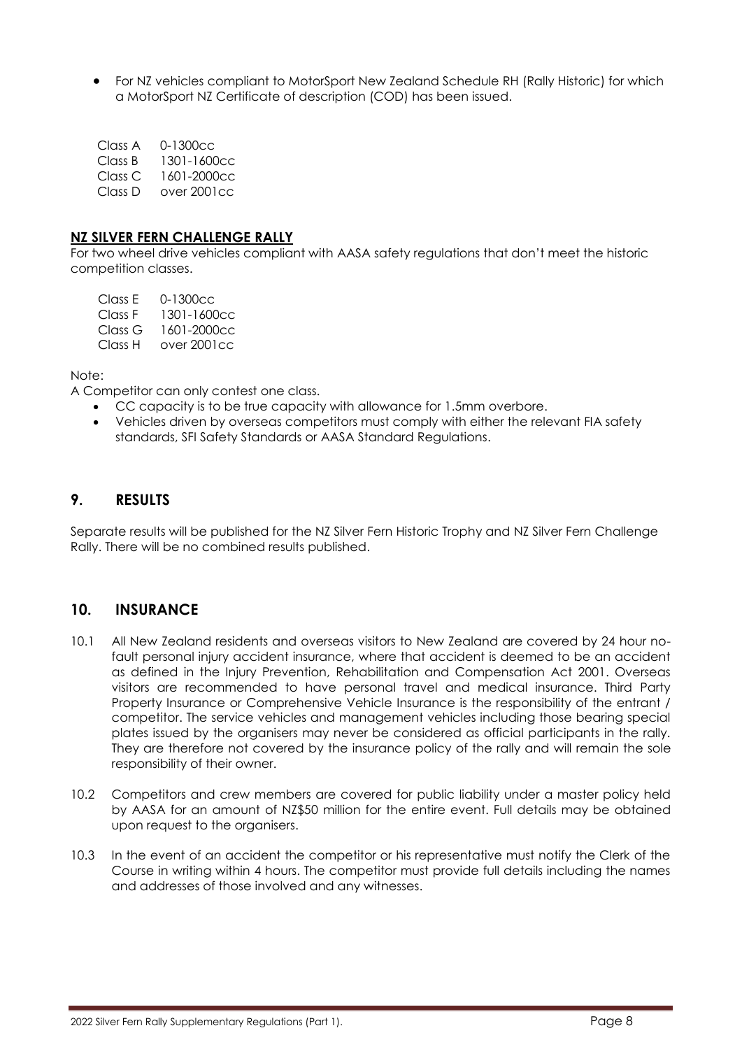- For NZ vehicles compliant to MotorSport New Zealand Schedule RH (Rally Historic) for which a MotorSport NZ Certificate of description (COD) has been issued.

| | |
|---|---|
| Class A | 0-1300cc |
| Class B | 1301-1600cc |
| Class C | 1601-2000cc |
| Class D | over 2001cc |

**NZ SILVER FERN CHALLENGE RALLY**

For two wheel drive vehicles compliant with AASA safety regulations that don't meet the historic competition classes.

| | |
|---|---|
| Class E | 0-1300cc |
| Class F | 1301-1600cc |
| Class G | 1601-2000cc |
| Class H | over 2001cc |

Note:

A Competitor can only contest one class.

- CC capacity is to be true capacity with allowance for 1.5mm overbore.
- Vehicles driven by overseas competitors must comply with either the relevant FIA safety standards, SFI Safety Standards or AASA Standard Regulations.

## 9. RESULTS

Separate results will be published for the NZ Silver Fern Historic Trophy and NZ Silver Fern Challenge Rally. There will be no combined results published.

## 10. INSURANCE

10.1 All New Zealand residents and overseas visitors to New Zealand are covered by 24 hour no-fault personal injury accident insurance, where that accident is deemed to be an accident as defined in the Injury Prevention, Rehabilitation and Compensation Act 2001. Overseas visitors are recommended to have personal travel and medical insurance. Third Party Property Insurance or Comprehensive Vehicle Insurance is the responsibility of the entrant / competitor. The service vehicles and management vehicles including those bearing special plates issued by the organisers may never be considered as official participants in the rally. They are therefore not covered by the insurance policy of the rally and will remain the sole responsibility of their owner.

10.2 Competitors and crew members are covered for public liability under a master policy held by AASA for an amount of NZ$50 million for the entire event. Full details may be obtained upon request to the organisers.

10.3 In the event of an accident the competitor or his representative must notify the Clerk of the Course in writing within 4 hours. The competitor must provide full details including the names and addresses of those involved and any witnesses.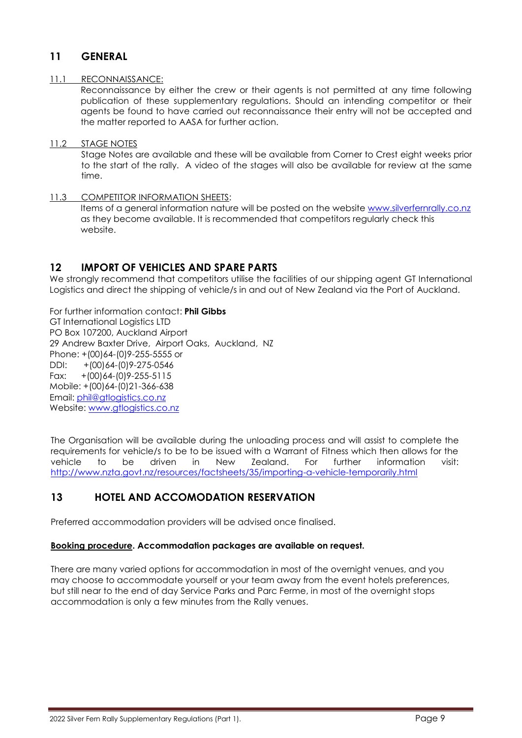## 11 GENERAL

11.1 RECONNAISSANCE:

Reconnaissance by either the crew or their agents is not permitted at any time following publication of these supplementary regulations. Should an intending competitor or their agents be found to have carried out reconnaissance their entry will not be accepted and the matter reported to AASA for further action.

11.2 STAGE NOTES

Stage Notes are available and these will be available from Corner to Crest eight weeks prior to the start of the rally. A video of the stages will also be available for review at the same time.

11.3 COMPETITOR INFORMATION SHEETS:

Items of a general information nature will be posted on the website www.silverfernrally.co.nz as they become available. It is recommended that competitors regularly check this website.

## 12 IMPORT OF VEHICLES AND SPARE PARTS

We strongly recommend that competitors utilise the facilities of our shipping agent GT International Logistics and direct the shipping of vehicle/s in and out of New Zealand via the Port of Auckland.

For further information contact: **Phil Gibbs**
GT International Logistics LTD
PO Box 107200, Auckland Airport
29 Andrew Baxter Drive, Airport Oaks, Auckland, NZ
Phone: +(00)64-(0)9-255-5555 or
DDI: +(00)64-(0)9-275-0546
Fax: +(00)64-(0)9-255-5115
Mobile: +(00)64-(0)21-366-638
Email: phil@gtlogistics.co.nz
Website: www.gtlogistics.co.nz

The Organisation will be available during the unloading process and will assist to complete the requirements for vehicle/s to be to be issued with a Warrant of Fitness which then allows for the vehicle to be driven in New Zealand. For further information visit: http://www.nzta.govt.nz/resources/factsheets/35/importing-a-vehicle-temporarily.html

## 13 HOTEL AND ACCOMODATION RESERVATION

Preferred accommodation providers will be advised once finalised.

**Booking procedure. Accommodation packages are available on request.**

There are many varied options for accommodation in most of the overnight venues, and you may choose to accommodate yourself or your team away from the event hotels preferences, but still near to the end of day Service Parks and Parc Ferme, in most of the overnight stops accommodation is only a few minutes from the Rally venues.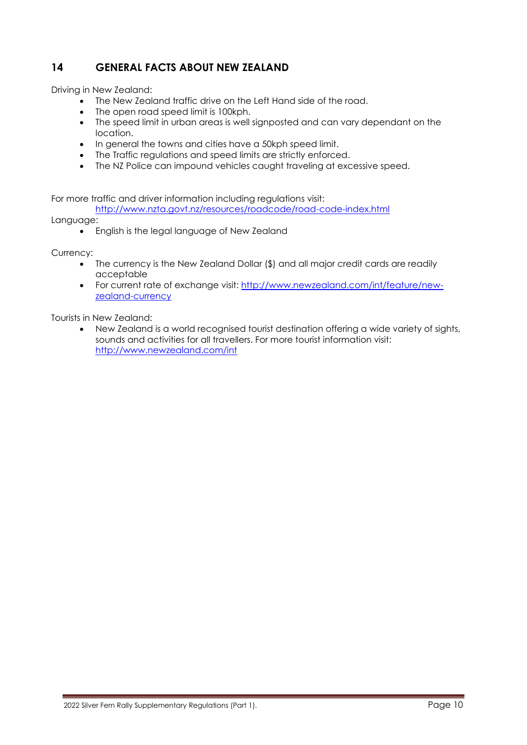## 14 GENERAL FACTS ABOUT NEW ZEALAND

Driving in New Zealand:

- The New Zealand traffic drive on the Left Hand side of the road.
- The open road speed limit is 100kph.
- The speed limit in urban areas is well signposted and can vary dependant on the location.
- In general the towns and cities have a 50kph speed limit.
- The Traffic regulations and speed limits are strictly enforced.
- The NZ Police can impound vehicles caught traveling at excessive speed.

For more traffic and driver information including regulations visit:

http://www.nzta.govt.nz/resources/roadcode/road-code-index.html

Language:

- English is the legal language of New Zealand

Currency:

- The currency is the New Zealand Dollar ($) and all major credit cards are readily acceptable
- For current rate of exchange visit: http://www.newzealand.com/int/feature/new-zealand-currency

Tourists in New Zealand:

- New Zealand is a world recognised tourist destination offering a wide variety of sights, sounds and activities for all travellers. For more tourist information visit: http://www.newzealand.com/int